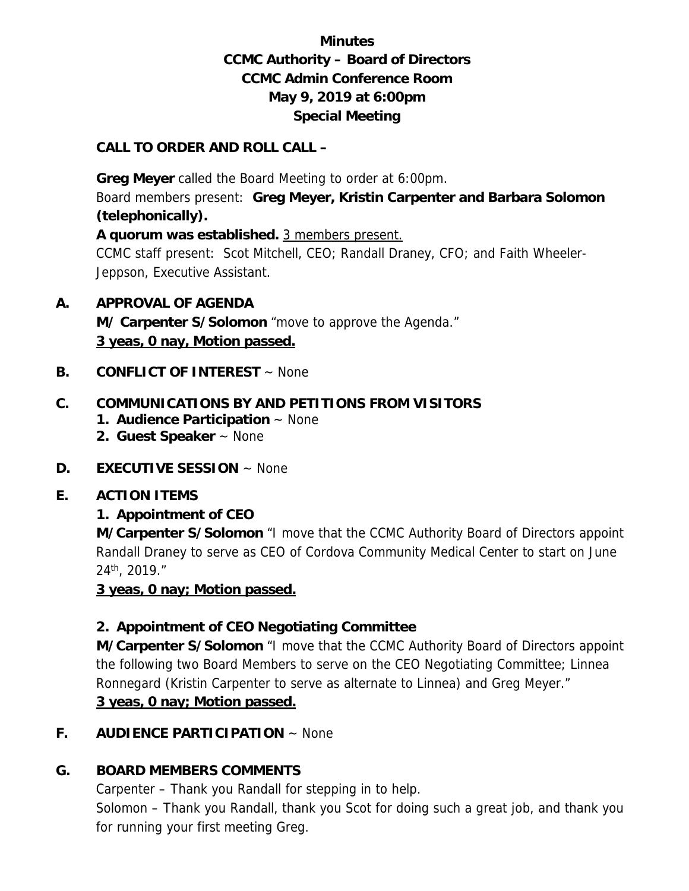**Minutes**
**CCMC Authority – Board of Directors**
**CCMC Admin Conference Room**
**May 9, 2019 at 6:00pm**
**Special Meeting**

**CALL TO ORDER AND ROLL CALL –**

**Greg Meyer** called the Board Meeting to order at 6:00pm.
Board members present: **Greg Meyer, Kristin Carpenter and Barbara Solomon (telephonically).**
**A quorum was established.** 3 members present.
CCMC staff present: Scot Mitchell, CEO; Randall Draney, CFO; and Faith Wheeler-Jeppson, Executive Assistant.

**A. APPROVAL OF AGENDA**
**M/ Carpenter S/Solomon** "move to approve the Agenda."
**3 yeas, 0 nay, Motion passed.**

**B. CONFLICT OF INTEREST** ~ None

**C. COMMUNICATIONS BY AND PETITIONS FROM VISITORS**
1. **Audience Participation** ~ None
2. **Guest Speaker** ~ None

**D. EXECUTIVE SESSION** ~ None

**E. ACTION ITEMS**

**1. Appointment of CEO**
**M/Carpenter S/Solomon** "I move that the CCMC Authority Board of Directors appoint Randall Draney to serve as CEO of Cordova Community Medical Center to start on June 24th, 2019."
**3 yeas, 0 nay; Motion passed.**

**2. Appointment of CEO Negotiating Committee**
**M/Carpenter S/Solomon** "I move that the CCMC Authority Board of Directors appoint the following two Board Members to serve on the CEO Negotiating Committee; Linnea Ronnegard (Kristin Carpenter to serve as alternate to Linnea) and Greg Meyer."
**3 yeas, 0 nay; Motion passed.**

**F. AUDIENCE PARTICIPATION** ~ None

**G. BOARD MEMBERS COMMENTS**
Carpenter – Thank you Randall for stepping in to help.
Solomon – Thank you Randall, thank you Scot for doing such a great job, and thank you for running your first meeting Greg.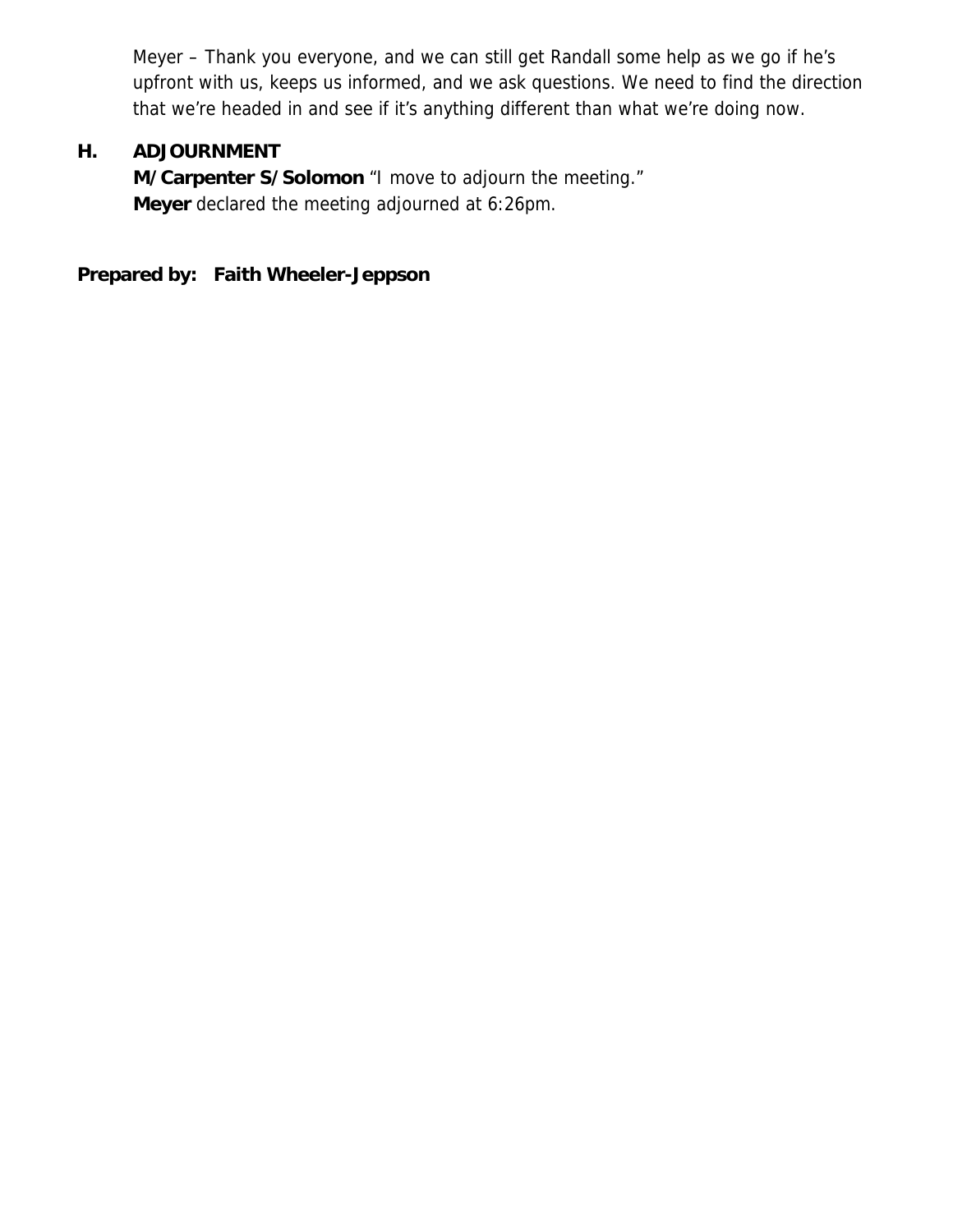Meyer – Thank you everyone, and we can still get Randall some help as we go if he's upfront with us, keeps us informed, and we ask questions. We need to find the direction that we're headed in and see if it's anything different than what we're doing now.

## H. ADJOURNMENT

**M/Carpenter S/Solomon** "I move to adjourn the meeting."
**Meyer** declared the meeting adjourned at 6:26pm.

**Prepared by: Faith Wheeler-Jeppson**